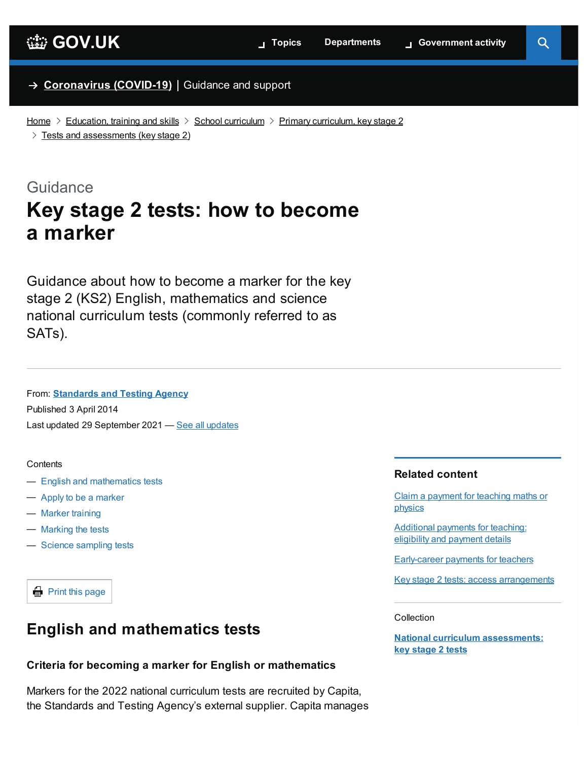GOV.UK

Topics | Departments | Government activity

→ Coronavirus (COVID-19) | Guidance and support

Home > Education, training and skills > School curriculum > Primary curriculum, key stage 2 > Tests and assessments (key stage 2)

Guidance

# Key stage 2 tests: how to become a marker

Guidance about how to become a marker for the key stage 2 (KS2) English, mathematics and science national curriculum tests (commonly referred to as SATs).

From: **Standards and Testing Agency**
Published 3 April 2014
Last updated 29 September 2021 — See all updates

Contents

- English and mathematics tests
- Apply to be a marker
- Marker training
- Marking the tests
- Science sampling tests

Print this page

**Related content**

- Claim a payment for teaching maths or physics
- Additional payments for teaching: eligibility and payment details
- Early-career payments for teachers
- Key stage 2 tests: access arrangements

Collection

**National curriculum assessments: key stage 2 tests**

## English and mathematics tests

### Criteria for becoming a marker for English or mathematics

Markers for the 2022 national curriculum tests are recruited by Capita, the Standards and Testing Agency's external supplier. Capita manages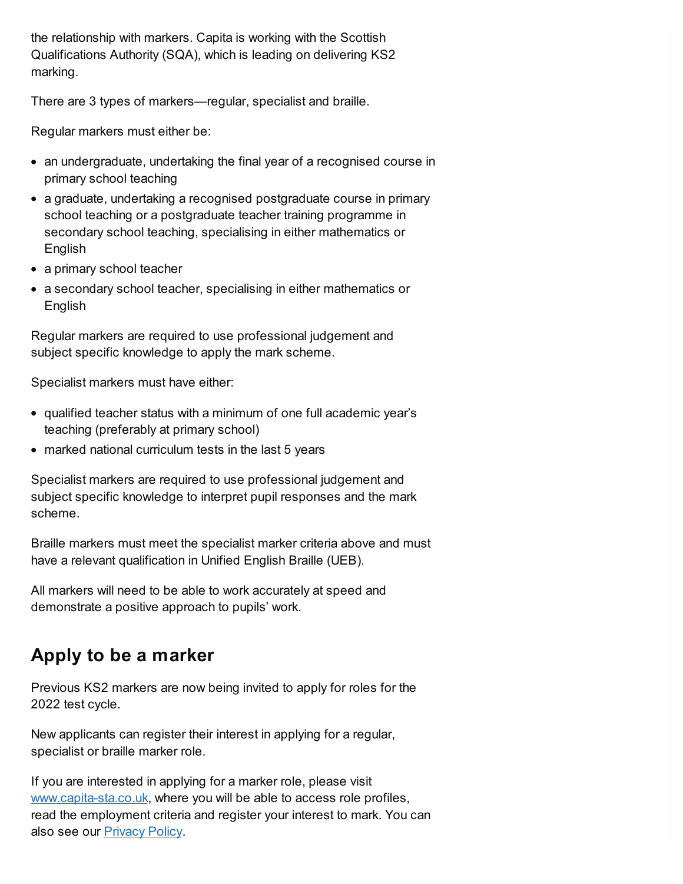the relationship with markers. Capita is working with the Scottish Qualifications Authority (SQA), which is leading on delivering KS2 marking.

There are 3 types of markers—regular, specialist and braille.

Regular markers must either be:

- an undergraduate, undertaking the final year of a recognised course in primary school teaching
- a graduate, undertaking a recognised postgraduate course in primary school teaching or a postgraduate teacher training programme in secondary school teaching, specialising in either mathematics or English
- a primary school teacher
- a secondary school teacher, specialising in either mathematics or English

Regular markers are required to use professional judgement and subject specific knowledge to apply the mark scheme.

Specialist markers must have either:

- qualified teacher status with a minimum of one full academic year's teaching (preferably at primary school)
- marked national curriculum tests in the last 5 years

Specialist markers are required to use professional judgement and subject specific knowledge to interpret pupil responses and the mark scheme.

Braille markers must meet the specialist marker criteria above and must have a relevant qualification in Unified English Braille (UEB).

All markers will need to be able to work accurately at speed and demonstrate a positive approach to pupils' work.

## Apply to be a marker

Previous KS2 markers are now being invited to apply for roles for the 2022 test cycle.

New applicants can register their interest in applying for a regular, specialist or braille marker role.

If you are interested in applying for a marker role, please visit [www.capita-sta.co.uk](www.capita-sta.co.uk), where you will be able to access role profiles, read the employment criteria and register your interest to mark. You can also see our [Privacy Policy](Privacy Policy).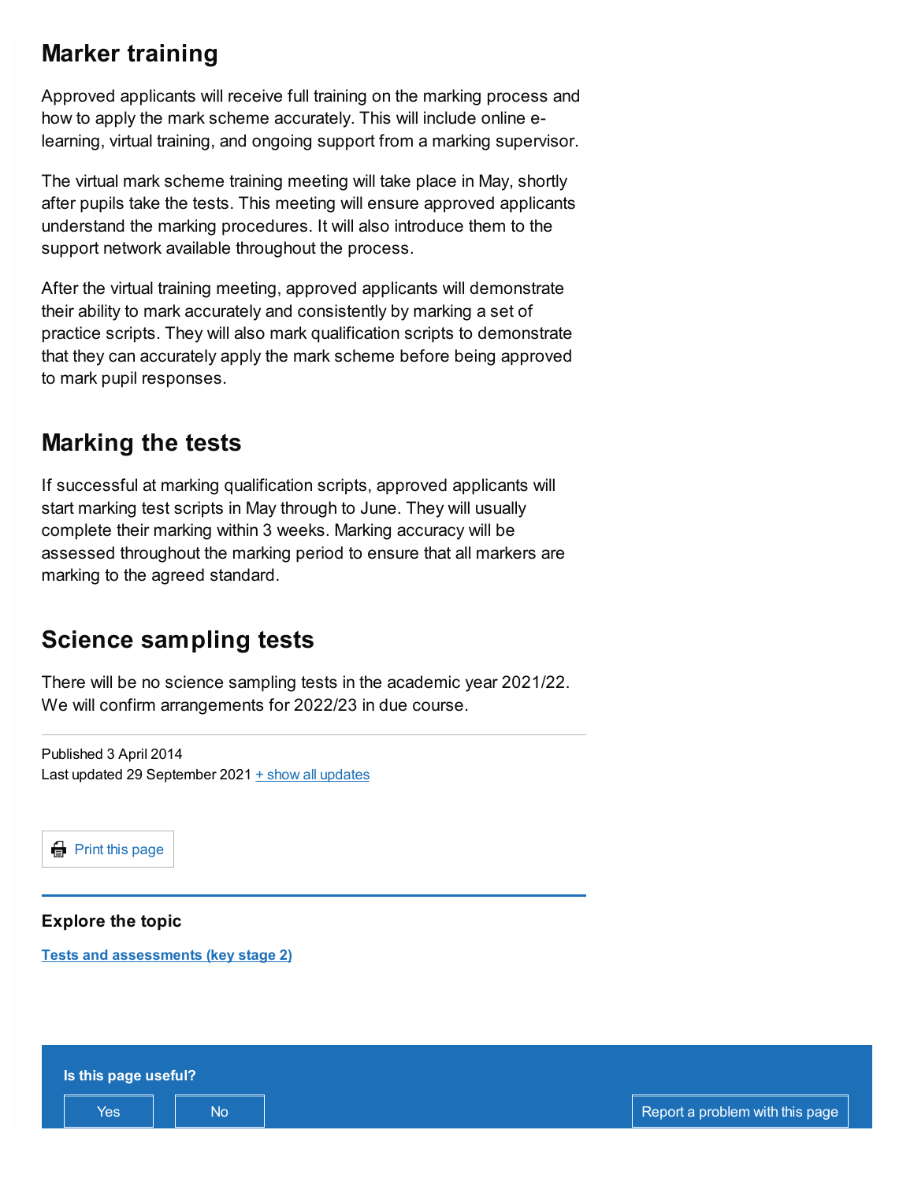## Marker training

Approved applicants will receive full training on the marking process and how to apply the mark scheme accurately. This will include online e-learning, virtual training, and ongoing support from a marking supervisor.

The virtual mark scheme training meeting will take place in May, shortly after pupils take the tests. This meeting will ensure approved applicants understand the marking procedures. It will also introduce them to the support network available throughout the process.

After the virtual training meeting, approved applicants will demonstrate their ability to mark accurately and consistently by marking a set of practice scripts. They will also mark qualification scripts to demonstrate that they can accurately apply the mark scheme before being approved to mark pupil responses.

## Marking the tests

If successful at marking qualification scripts, approved applicants will start marking test scripts in May through to June. They will usually complete their marking within 3 weeks. Marking accuracy will be assessed throughout the marking period to ensure that all markers are marking to the agreed standard.

## Science sampling tests

There will be no science sampling tests in the academic year 2021/22. We will confirm arrangements for 2022/23 in due course.

Published 3 April 2014
Last updated 29 September 2021 + show all updates

Print this page

### Explore the topic

Tests and assessments (key stage 2)

**Is this page useful?**

Yes | No | Report a problem with this page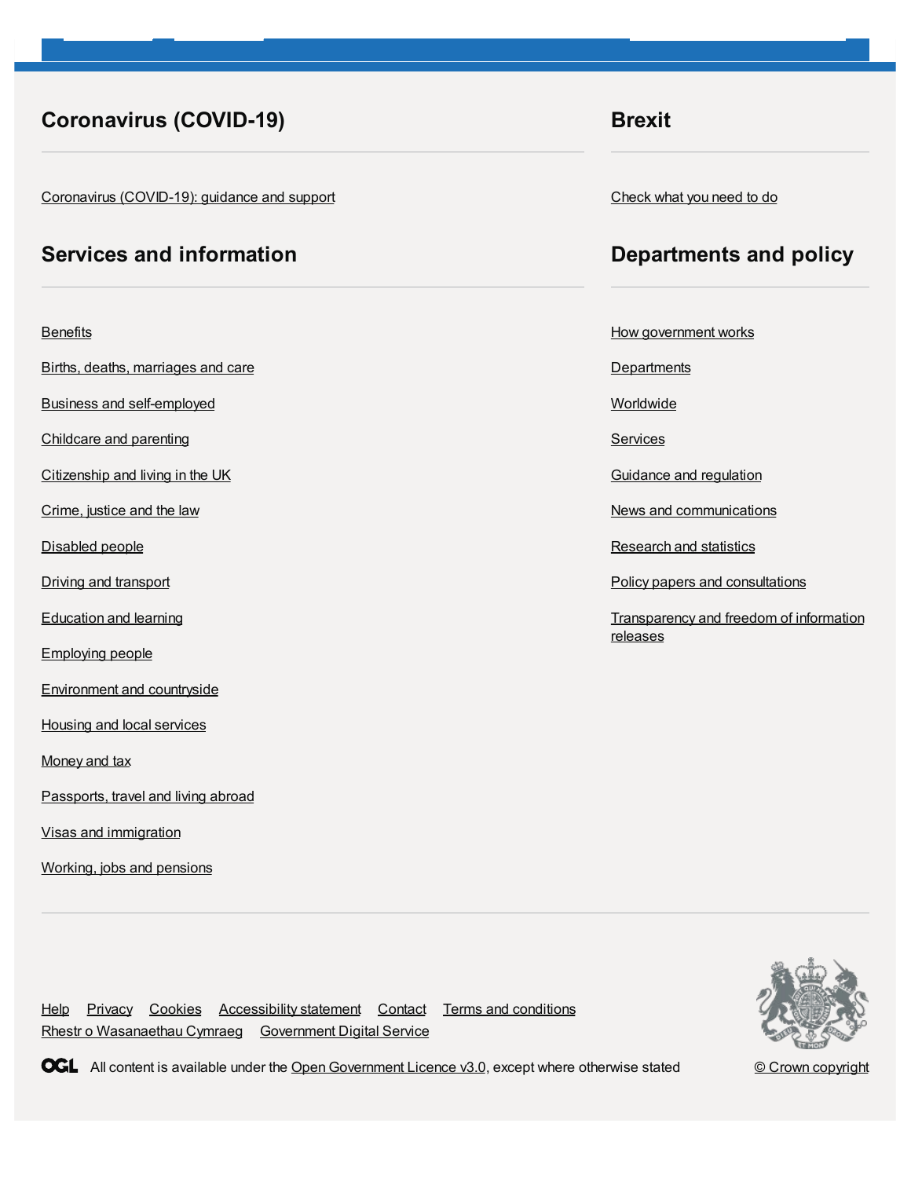## Coronavirus (COVID-19)

Coronavirus (COVID-19): guidance and support

## Brexit

Check what you need to do

## Services and information

Benefits

Births, deaths, marriages and care

Business and self-employed

Childcare and parenting

Citizenship and living in the UK

Crime, justice and the law

Disabled people

Driving and transport

Education and learning

Employing people

Environment and countryside

Housing and local services

Money and tax

Passports, travel and living abroad

Visas and immigration

Working, jobs and pensions

## Departments and policy

How government works

Departments

Worldwide

Services

Guidance and regulation

News and communications

Research and statistics

Policy papers and consultations

Transparency and freedom of information releases

Help Privacy Cookies Accessibility statement Contact Terms and conditions
Rhestr o Wasanaethau Cymraeg Government Digital Service

OGL All content is available under the Open Government Licence v3.0, except where otherwise stated

© Crown copyright